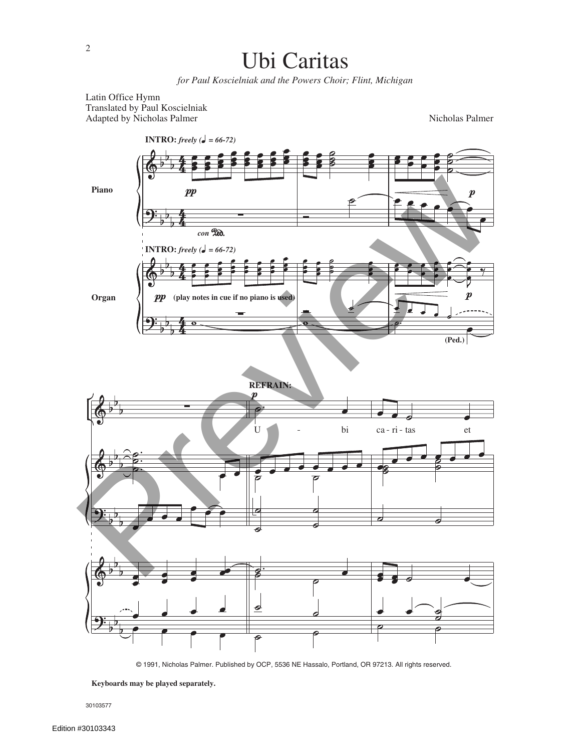# Ubi Caritas

*for Paul Koscielniak and the Powers Choir; Flint, Michigan*

Latin Office Hymn
Translated by Paul Koscielniak
Adapted by Nicholas Palmer

Nicholas Palmer

**INTRO:** *freely* (♩ = 66-72)

Piano

*con* Ped.

Organ

(play notes in cue if no piano is used)

(Ped.)

**REFRAIN:**

U - bi ca - ri - tas et

© 1991, Nicholas Palmer. Published by OCP, 5536 NE Hassalo, Portland, OR 97213. All rights reserved.

**Keyboards may be played separately.**

30103577

Edition #30103343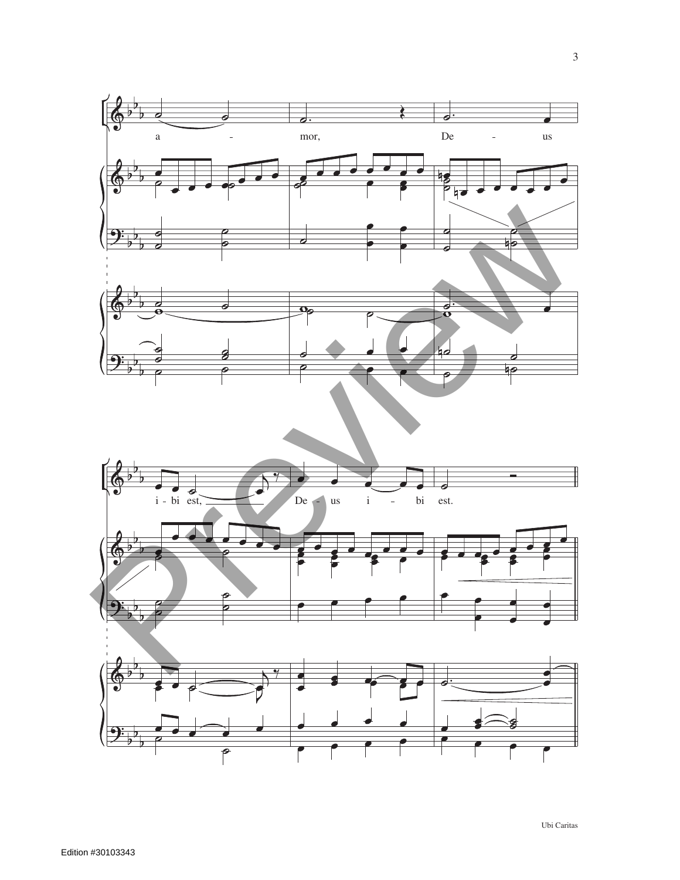a - mor, De - us

i - bi est, De - us i - bi est.

Edition #30103343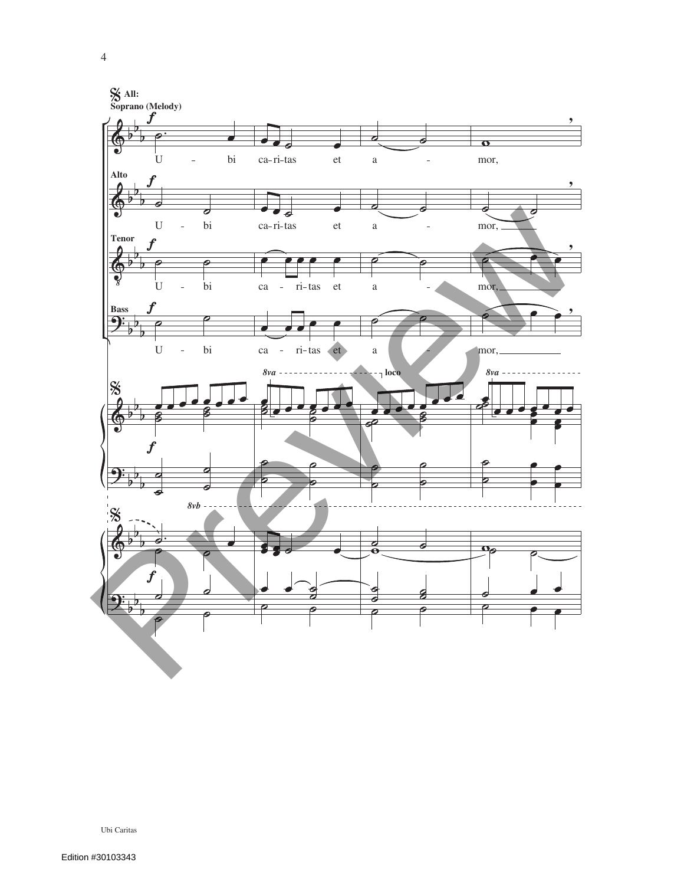𝄋 **All:**
**Soprano (Melody)**

*f*

U - bi ca-ri-tas et a - mor,

**Alto**

*f*

U - bi ca-ri-tas et a - mor,

**Tenor**

*f*

U - bi ca - ri-tas et a - mor,

**Bass**

*f*

U - bi ca - ri-tas et a - mor,

*8va* loco *8va*

*f*

*8vb*

*f*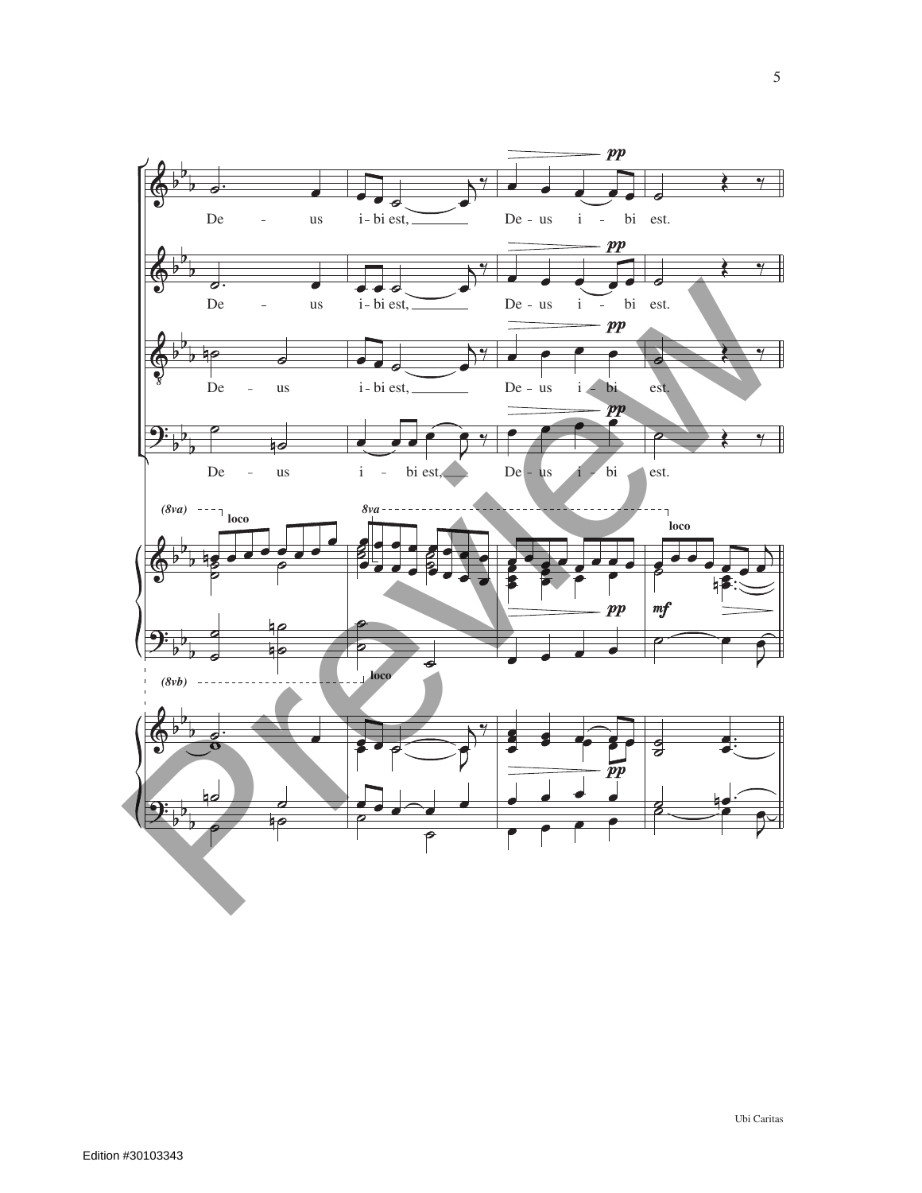De - us i - bi est, De - us i - bi est.

De - us i - bi est, De - us i - bi est.

De - us i - bi est, De - us i - bi est.

De - us i - bi est, De - us i - bi est.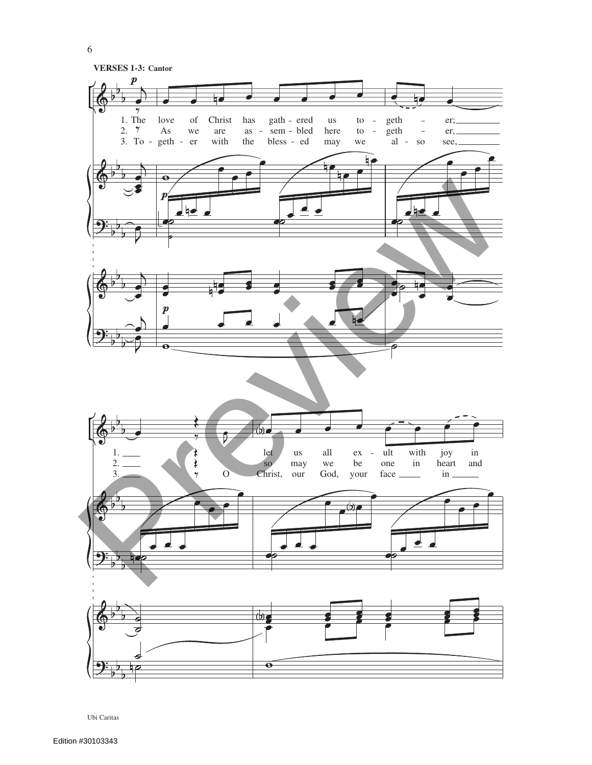**VERSES 1-3: Cantor**

1. The love of Christ has gath - ered us to - geth - er;
2. As we are as - sem - bled here to - geth - er,
3. To - geth - er with the bless - ed may we al - so see,

1. let us all ex - ult with joy in
2. so may we be one in heart and
3. O Christ, our God, your face in

Ubi Caritas

Edition #30103343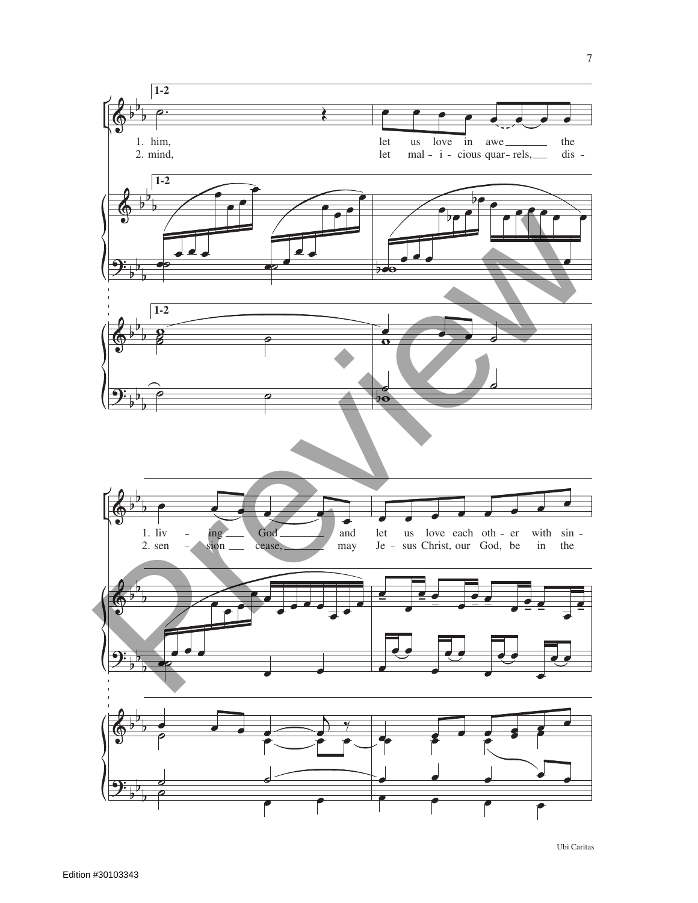1-2

1. him, let us love in awe the living God and let us love each other with sin -

2. mind, let mal - i - cious quar - rels, dis - sen - sion cease, may Je - sus Christ, our God, be in the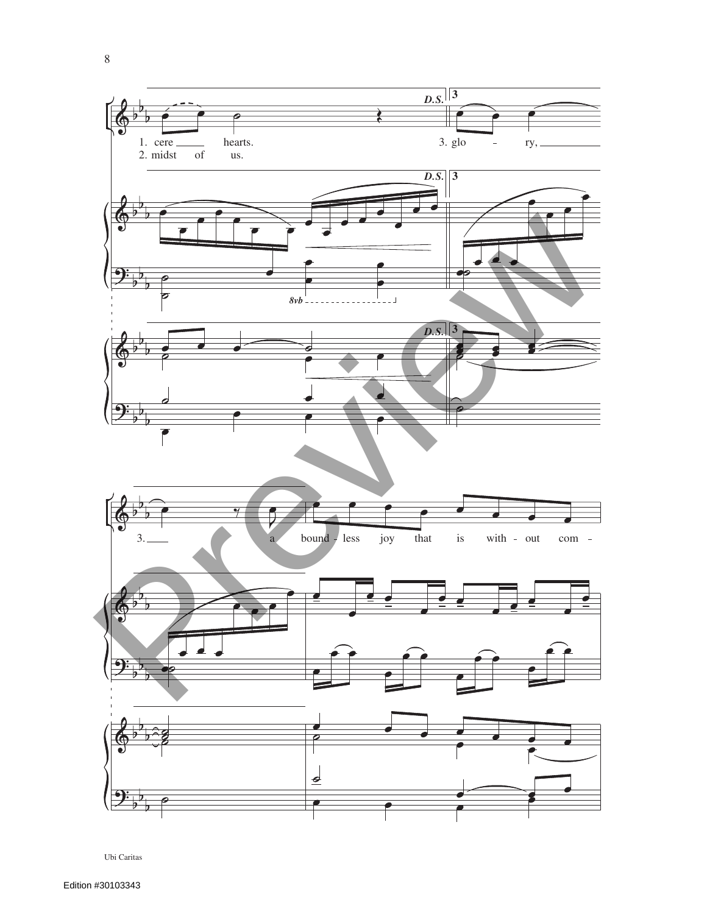D.S.

3

1. cere hearts.
2. midst of us.

3. glo - ry,

3. a bound - less joy that is with - out com -

8vb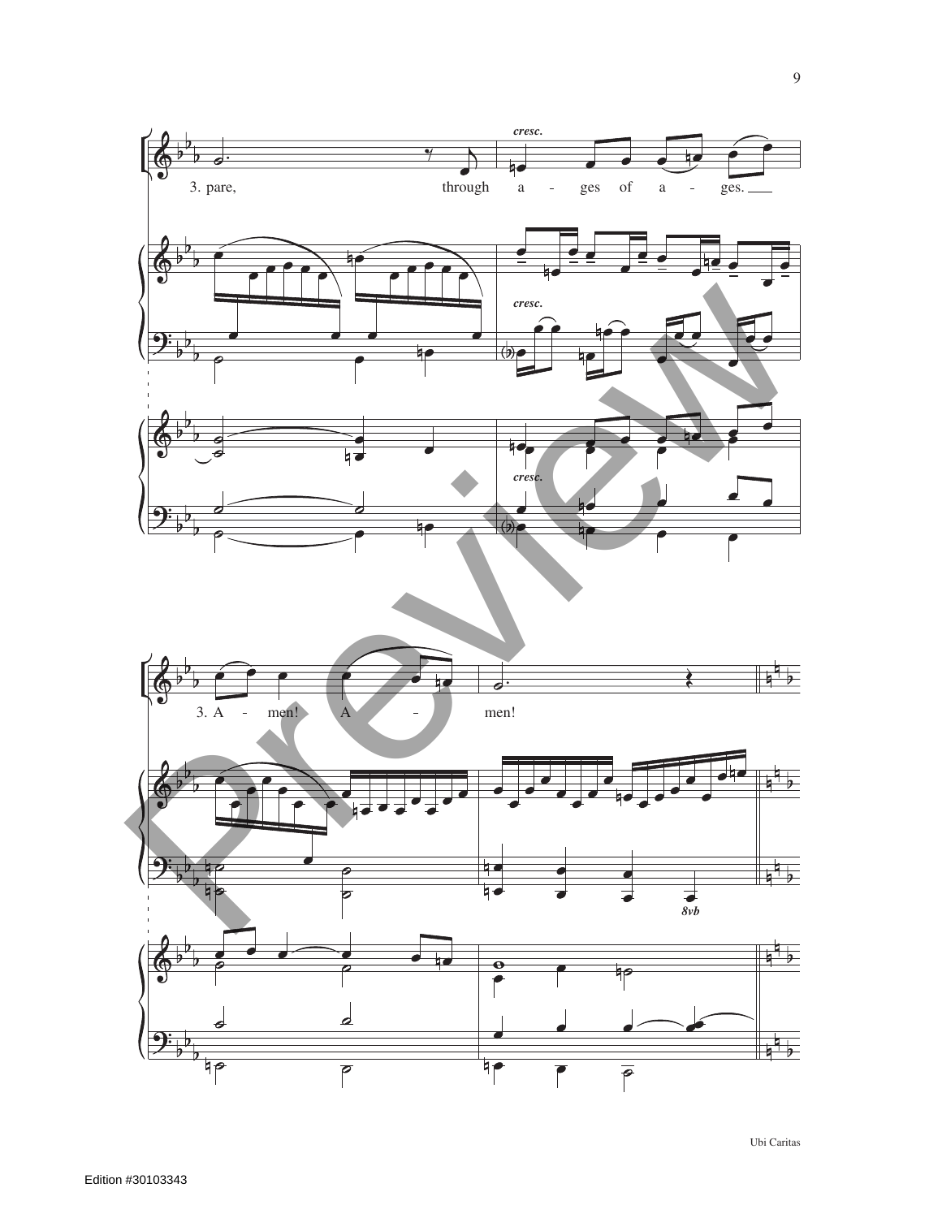*cresc.*

3. pare, through a - ges of a - ges.

*cresc.*

*cresc.*

3. A - men! A - men!

*8vb*

Ubi Caritas

Edition #30103343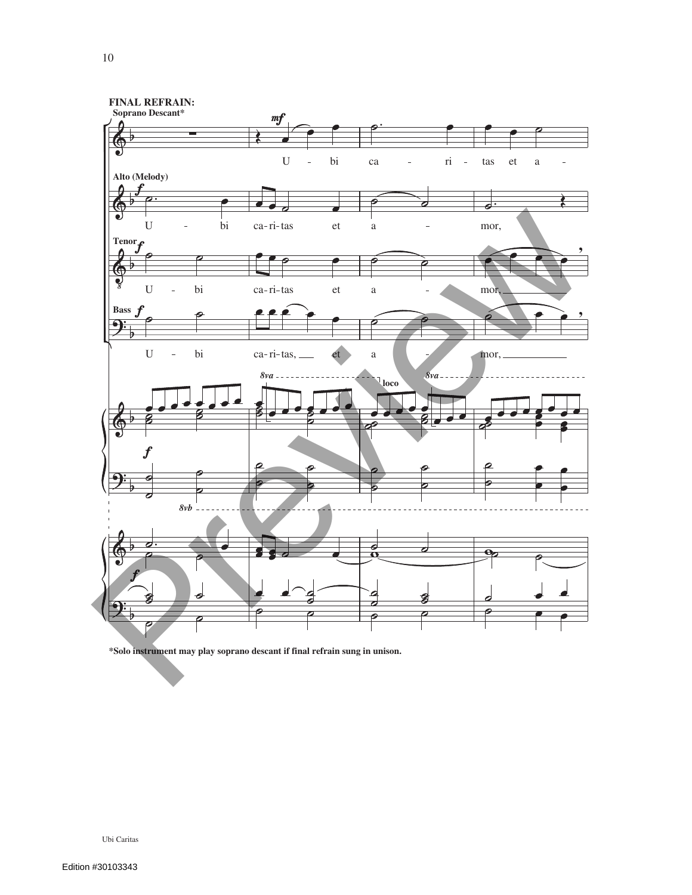**FINAL REFRAIN:**

**Soprano Descant***

U - bi ca - ri - tas et a -

**Alto (Melody)**

U - bi ca-ri-tas et a - mor,

**Tenor**

U - bi ca-ri-tas et a - mor,

**Bass**

U - bi ca-ri-tas, et a - mor,

***Solo instrument may play soprano descant if final refrain sung in unison.**

Ubi Caritas

Edition #30103343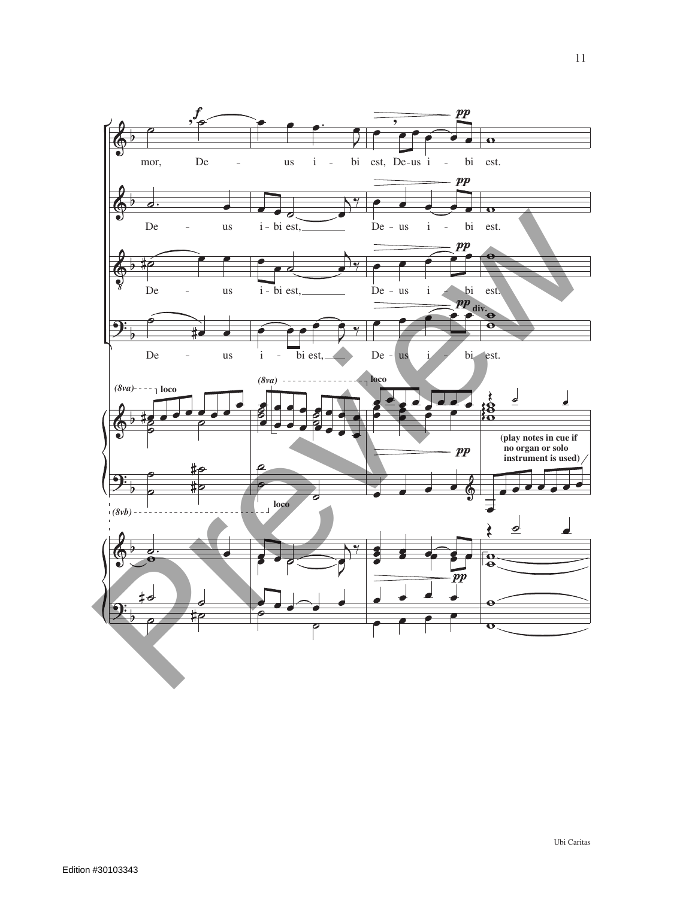mor, De - us i - bi est, De-us i - bi est.

De - us i - bi est, De - us i - bi est.

De - us i - bi est, De - us i - bi est.

De - us i - bi est, De - us i - bi est.

(play notes in cue if no organ or solo instrument is used)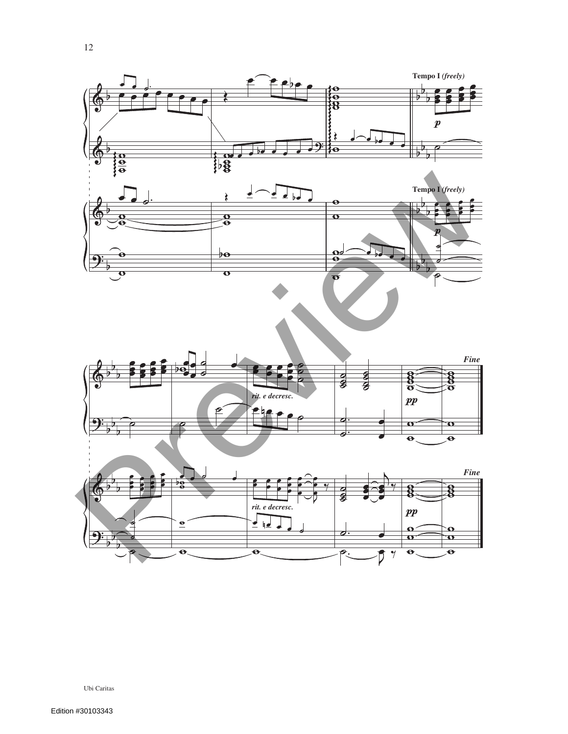**Tempo I** *(freely)*

*p*

**Tempo I** *(freely)*

*p*

*rit. e decresc.*

*pp*

*Fine*

*rit. e decresc.*

*pp*

*Fine*

Ubi Caritas

Edition #30103343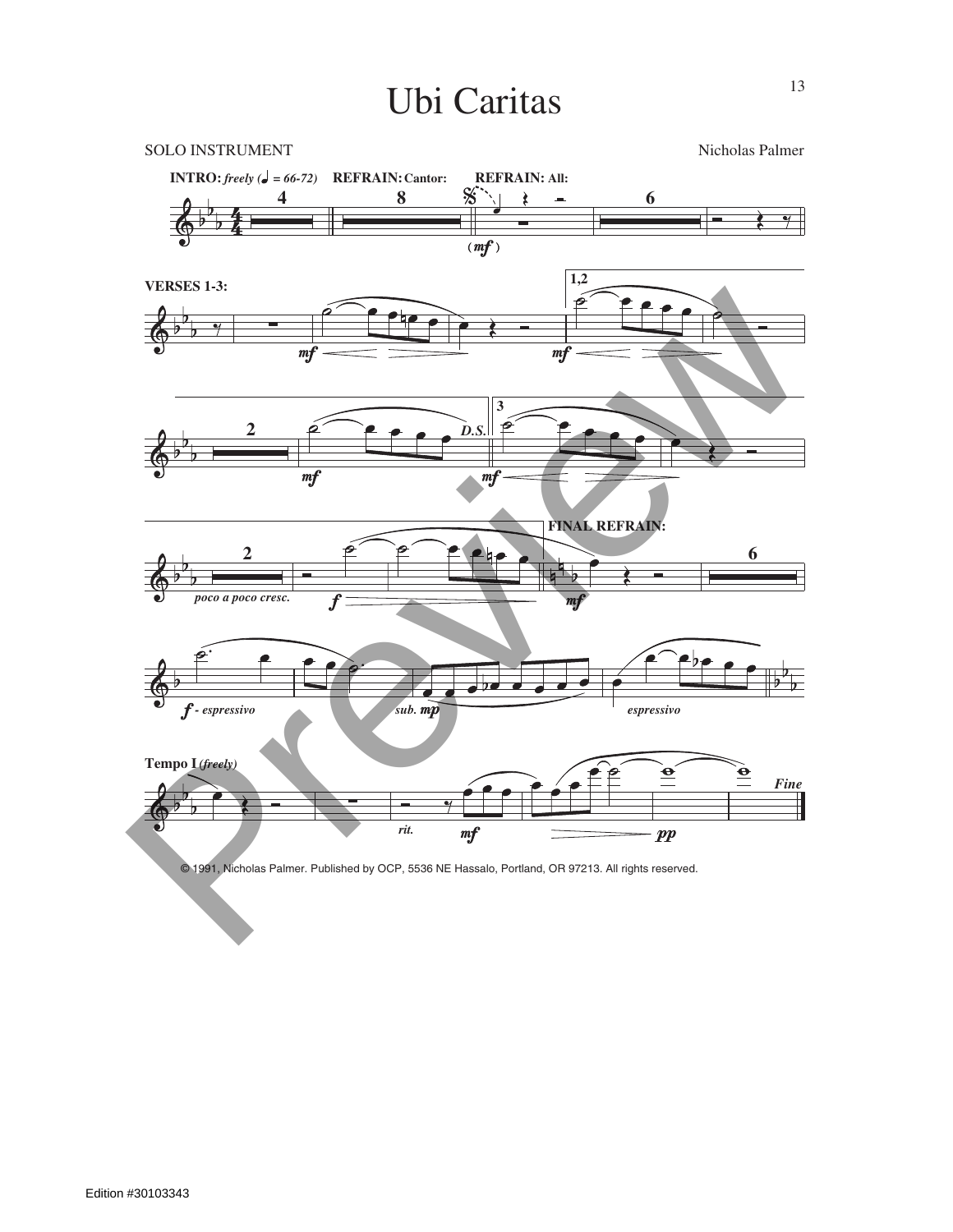# Ubi Caritas

SOLO INSTRUMENT

Nicholas Palmer

© 1991, Nicholas Palmer. Published by OCP, 5536 NE Hassalo, Portland, OR 97213. All rights reserved.

Edition #30103343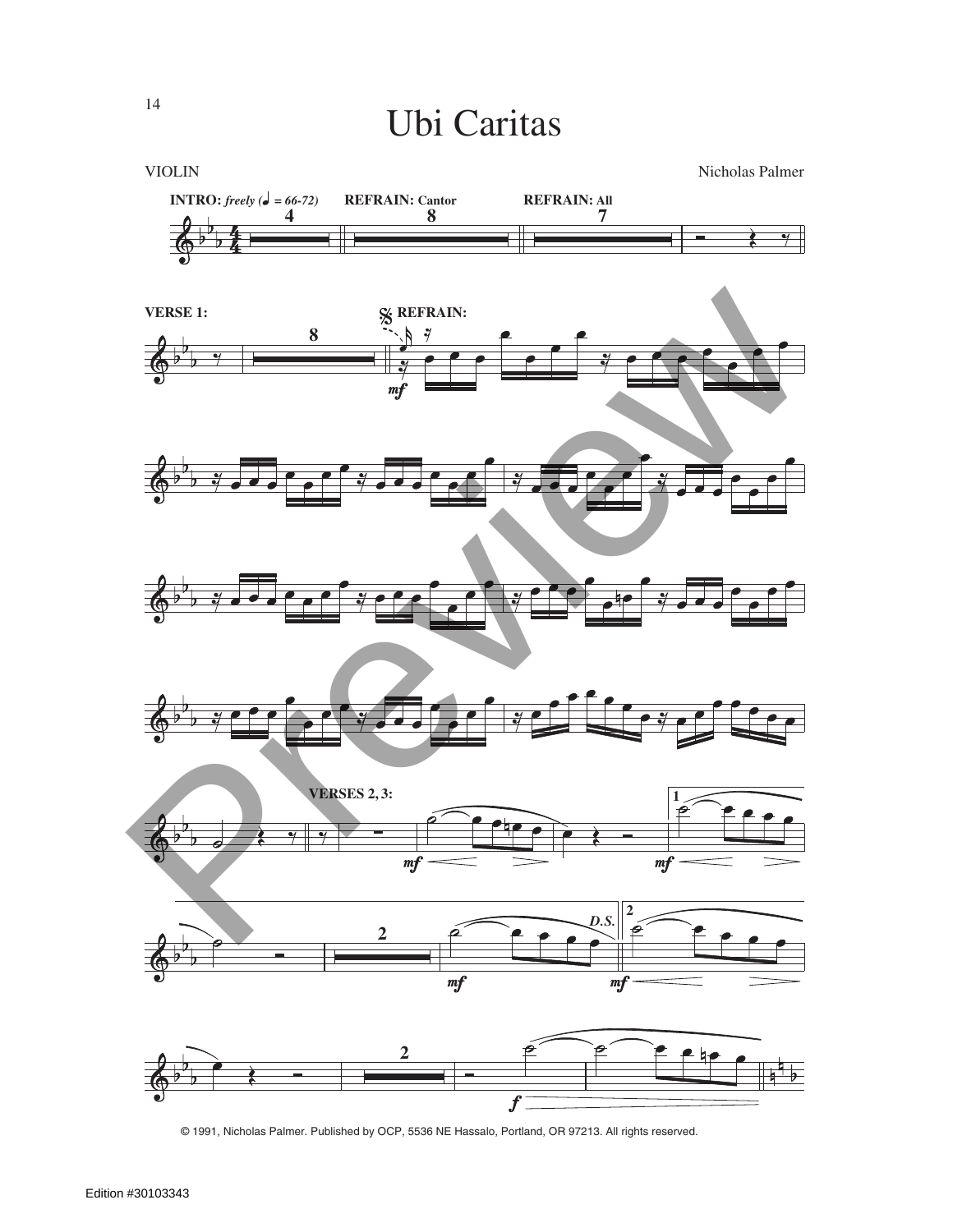# Ubi Caritas

VIOLIN

Nicholas Palmer

INTRO: *freely* (♩ = 66-72) 4 REFRAIN: Cantor 8 REFRAIN: All 7

VERSE 1: 8 𝄋 REFRAIN:

VERSES 2, 3:

*D.S.*

© 1991, Nicholas Palmer. Published by OCP, 5536 NE Hassalo, Portland, OR 97213. All rights reserved.

Edition #30103343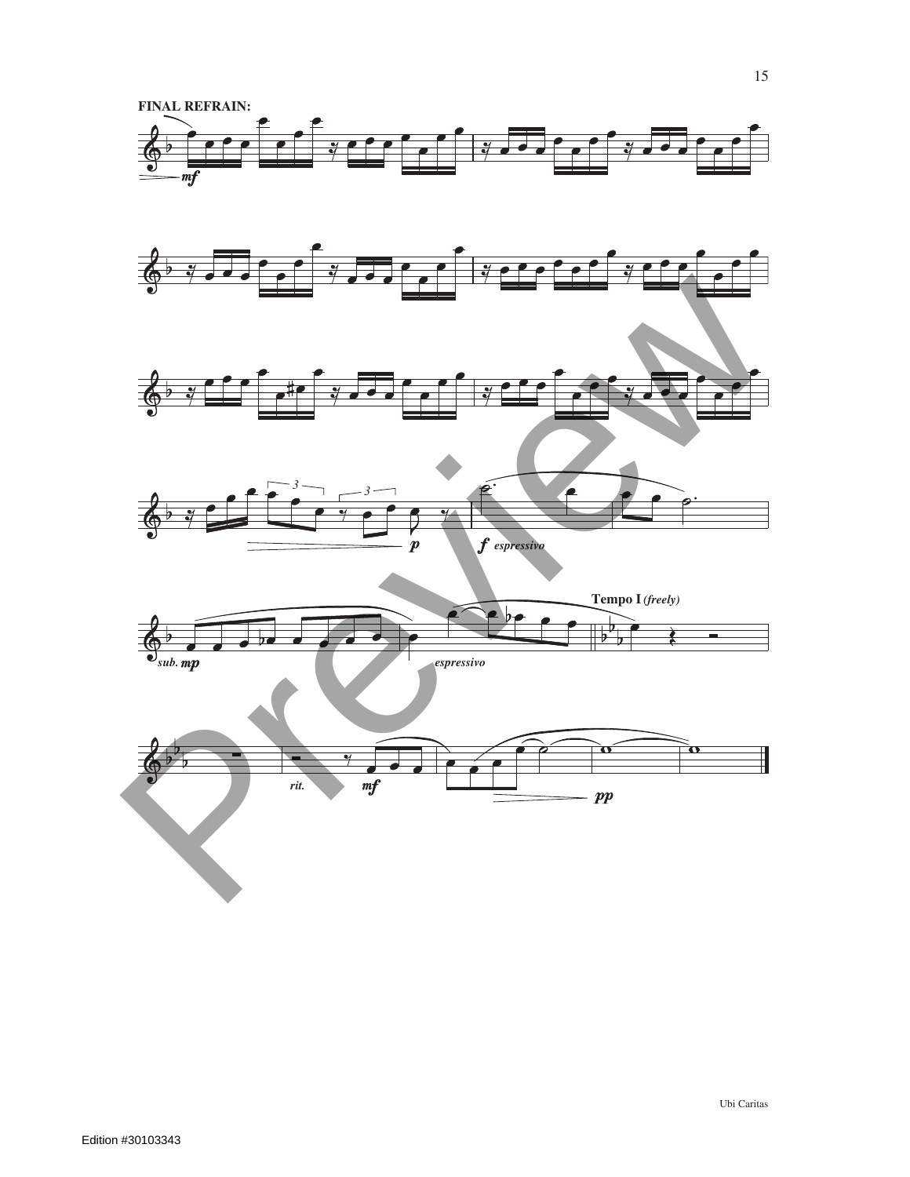**FINAL REFRAIN:**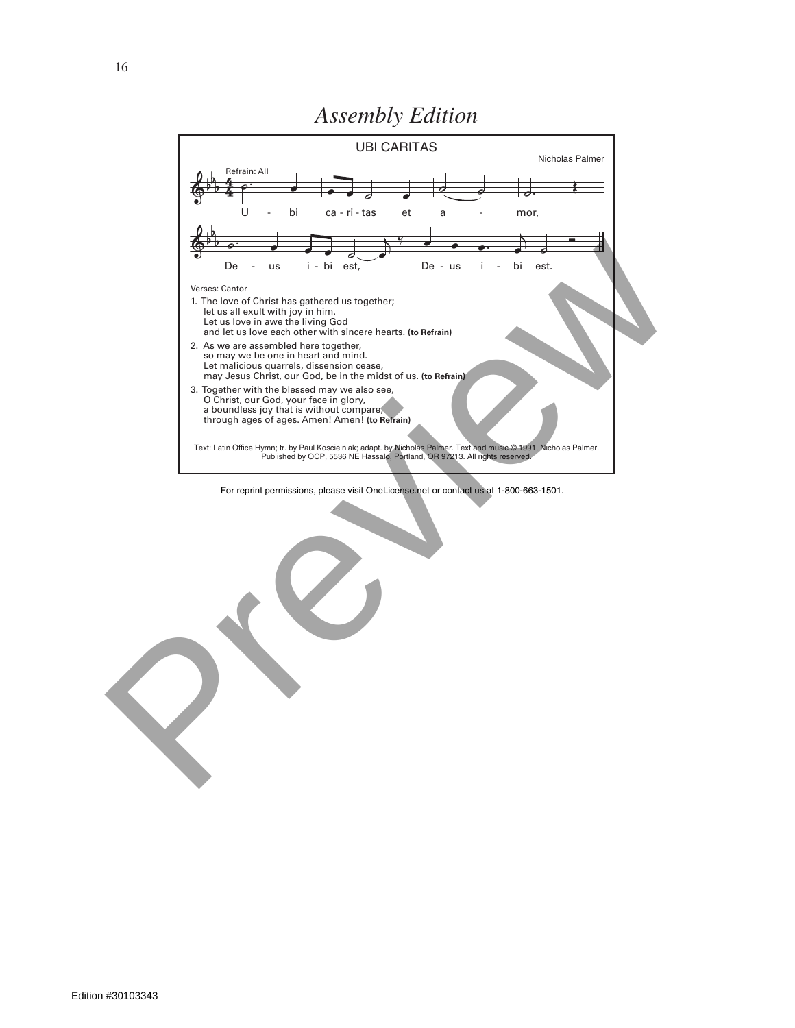# *Assembly Edition*

## UBI CARITAS

Nicholas Palmer

Refrain: All

U - bi ca - ri - tas et a - mor,

De - us i - bi est, De - us i - bi est.

Verses: Cantor

1. The love of Christ has gathered us together;
   let us all exult with joy in him.
   Let us love in awe the living God
   and let us love each other with sincere hearts. **(to Refrain)**
2. As we are assembled here together,
   so may we be one in heart and mind.
   Let malicious quarrels, dissension cease,
   may Jesus Christ, our God, be in the midst of us. **(to Refrain)**
3. Together with the blessed may we also see,
   O Christ, our God, your face in glory,
   a boundless joy that is without compare,
   through ages of ages. Amen! Amen! **(to Refrain)**

Text: Latin Office Hymn; tr. by Paul Koscielniak; adapt. by Nicholas Palmer. Text and music © 1991, Nicholas Palmer. Published by OCP, 5536 NE Hassalo, Portland, OR 97213. All rights reserved.

For reprint permissions, please visit OneLicense.net or contact us at 1-800-663-1501.

Edition #30103343